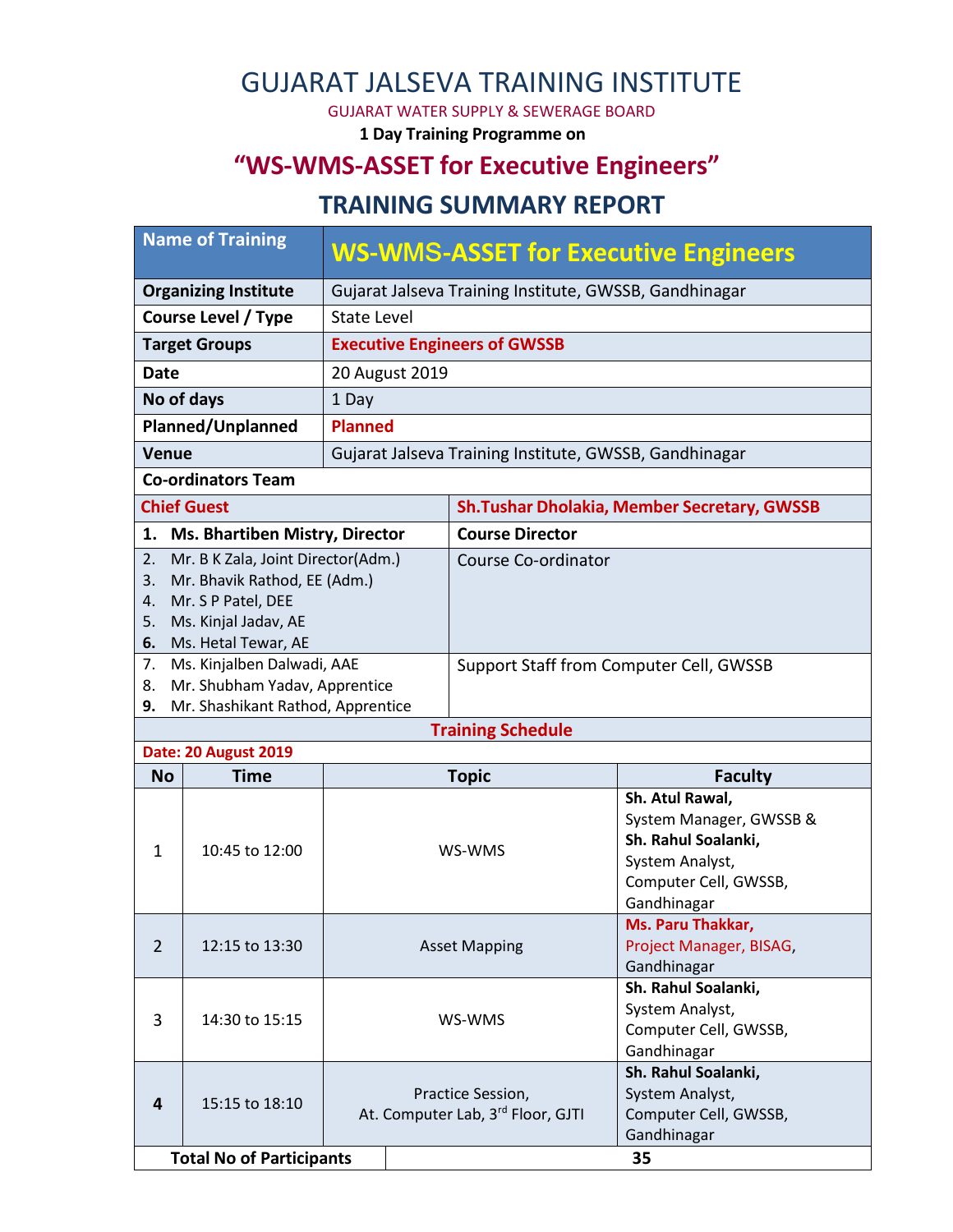# GUJARAT JALSEVA TRAINING INSTITUTE

GUJARAT WATER SUPPLY & SEWERAGE BOARD

**1 Day Training Programme on**

## "WS-WMS-ASSET for Executive Engineers"

## TRAINING SUMMARY REPORT

| | |
|---|---|
| **Name of Training** | **WS-WMS-ASSET for Executive Engineers** |
| **Organizing Institute** | Gujarat Jalseva Training Institute, GWSSB, Gandhinagar |
| **Course Level / Type** | State Level |
| **Target Groups** | **Executive Engineers of GWSSB** |
| **Date** | 20 August 2019 |
| **No of days** | 1 Day |
| **Planned/Unplanned** | **Planned** |
| **Venue** | Gujarat Jalseva Training Institute, GWSSB, Gandhinagar |

**Co-ordinators Team**

| | |
|---|---|
| **Chief Guest** | **Sh.Tushar Dholakia, Member Secretary, GWSSB** |
| **1. Ms. Bhartiben Mistry, Director** | **Course Director** |
| 2. Mr. B K Zala, Joint Director(Adm.)<br>3. Mr. Bhavik Rathod, EE (Adm.)<br>4. Mr. S P Patel, DEE<br>5. Ms. Kinjal Jadav, AE<br>6. Ms. Hetal Tewar, AE | Course Co-ordinator |
| 7. Ms. Kinjalben Dalwadi, AAE<br>8. Mr. Shubham Yadav, Apprentice<br>9. Mr. Shashikant Rathod, Apprentice | Support Staff from Computer Cell, GWSSB |

**Training Schedule**

**Date: 20 August 2019**

| No | Time | Topic | Faculty |
|---|---|---|---|
| 1 | 10:45 to 12:00 | WS-WMS | **Sh. Atul Rawal,** System Manager, GWSSB & **Sh. Rahul Soalanki,** System Analyst, Computer Cell, GWSSB, Gandhinagar |
| 2 | 12:15 to 13:30 | Asset Mapping | **Ms. Paru Thakkar,** Project Manager, BISAG, Gandhinagar |
| 3 | 14:30 to 15:15 | WS-WMS | **Sh. Rahul Soalanki,** System Analyst, Computer Cell, GWSSB, Gandhinagar |
| **4** | 15:15 to 18:10 | Practice Session, At. Computer Lab, 3rd Floor, GJTI | **Sh. Rahul Soalanki,** System Analyst, Computer Cell, GWSSB, Gandhinagar |
| **Total No of Participants** | | | **35** |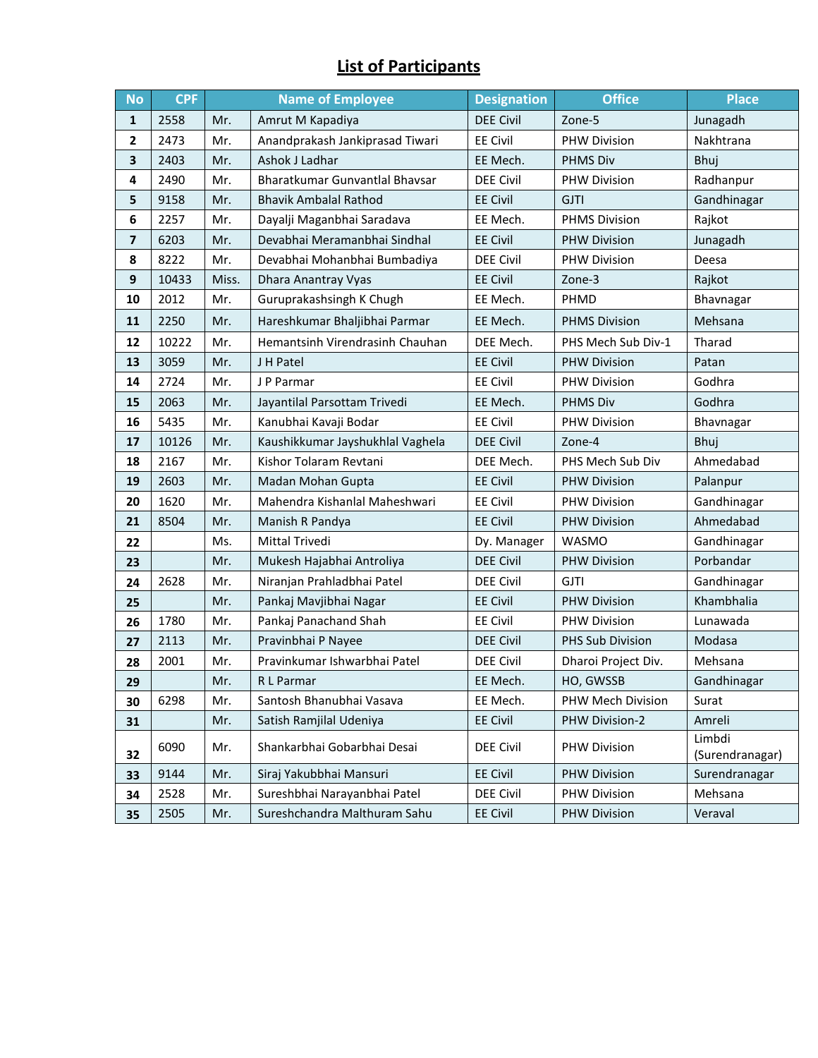# List of Participants

| No | CPF | Name of Employee | | Designation | Office | Place |
|---|---|---|---|---|---|---|
| 1 | 2558 | Mr. | Amrut M Kapadiya | DEE Civil | Zone-5 | Junagadh |
| 2 | 2473 | Mr. | Anandprakash Jankiprasad Tiwari | EE Civil | PHW Division | Nakhtrana |
| 3 | 2403 | Mr. | Ashok J Ladhar | EE Mech. | PHMS Div | Bhuj |
| 4 | 2490 | Mr. | Bharatkumar Gunvantlal Bhavsar | DEE Civil | PHW Division | Radhanpur |
| 5 | 9158 | Mr. | Bhavik Ambalal Rathod | EE Civil | GJTI | Gandhinagar |
| 6 | 2257 | Mr. | Dayalji Maganbhai Saradava | EE Mech. | PHMS Division | Rajkot |
| 7 | 6203 | Mr. | Devabhai Meramanbhai Sindhal | EE Civil | PHW Division | Junagadh |
| 8 | 8222 | Mr. | Devabhai Mohanbhai Bumbadiya | DEE Civil | PHW Division | Deesa |
| 9 | 10433 | Miss. | Dhara Anantray Vyas | EE Civil | Zone-3 | Rajkot |
| 10 | 2012 | Mr. | Guruprakashsingh K Chugh | EE Mech. | PHMD | Bhavnagar |
| 11 | 2250 | Mr. | Hareshkumar Bhaljibhai Parmar | EE Mech. | PHMS Division | Mehsana |
| 12 | 10222 | Mr. | Hemantsinh Virendrasinh Chauhan | DEE Mech. | PHS Mech Sub Div-1 | Tharad |
| 13 | 3059 | Mr. | J H Patel | EE Civil | PHW Division | Patan |
| 14 | 2724 | Mr. | J P Parmar | EE Civil | PHW Division | Godhra |
| 15 | 2063 | Mr. | Jayantilal Parsottam Trivedi | EE Mech. | PHMS Div | Godhra |
| 16 | 5435 | Mr. | Kanubhai Kavaji Bodar | EE Civil | PHW Division | Bhavnagar |
| 17 | 10126 | Mr. | Kaushikkumar Jayshukhlal Vaghela | DEE Civil | Zone-4 | Bhuj |
| 18 | 2167 | Mr. | Kishor Tolaram Revtani | DEE Mech. | PHS Mech Sub Div | Ahmedabad |
| 19 | 2603 | Mr. | Madan Mohan Gupta | EE Civil | PHW Division | Palanpur |
| 20 | 1620 | Mr. | Mahendra Kishanlal Maheshwari | EE Civil | PHW Division | Gandhinagar |
| 21 | 8504 | Mr. | Manish R Pandya | EE Civil | PHW Division | Ahmedabad |
| 22 | | Ms. | Mittal Trivedi | Dy. Manager | WASMO | Gandhinagar |
| 23 | | Mr. | Mukesh Hajabhai Antroliya | DEE Civil | PHW Division | Porbandar |
| 24 | 2628 | Mr. | Niranjan Prahladbhai Patel | DEE Civil | GJTI | Gandhinagar |
| 25 | | Mr. | Pankaj Mavjibhai Nagar | EE Civil | PHW Division | Khambhalia |
| 26 | 1780 | Mr. | Pankaj Panachand Shah | EE Civil | PHW Division | Lunawada |
| 27 | 2113 | Mr. | Pravinbhai P Nayee | DEE Civil | PHS Sub Division | Modasa |
| 28 | 2001 | Mr. | Pravinkumar Ishwarbhai Patel | DEE Civil | Dharoi Project Div. | Mehsana |
| 29 | | Mr. | R L Parmar | EE Mech. | HO, GWSSB | Gandhinagar |
| 30 | 6298 | Mr. | Santosh Bhanubhai Vasava | EE Mech. | PHW Mech Division | Surat |
| 31 | | Mr. | Satish Ramjilal Udeniya | EE Civil | PHW Division-2 | Amreli |
| 32 | 6090 | Mr. | Shankarbhai Gobarbhai Desai | DEE Civil | PHW Division | Limbdi (Surendranagar) |
| 33 | 9144 | Mr. | Siraj Yakubbhai Mansuri | EE Civil | PHW Division | Surendranagar |
| 34 | 2528 | Mr. | Sureshbhai Narayanbhai Patel | DEE Civil | PHW Division | Mehsana |
| 35 | 2505 | Mr. | Sureshchandra Malthuram Sahu | EE Civil | PHW Division | Veraval |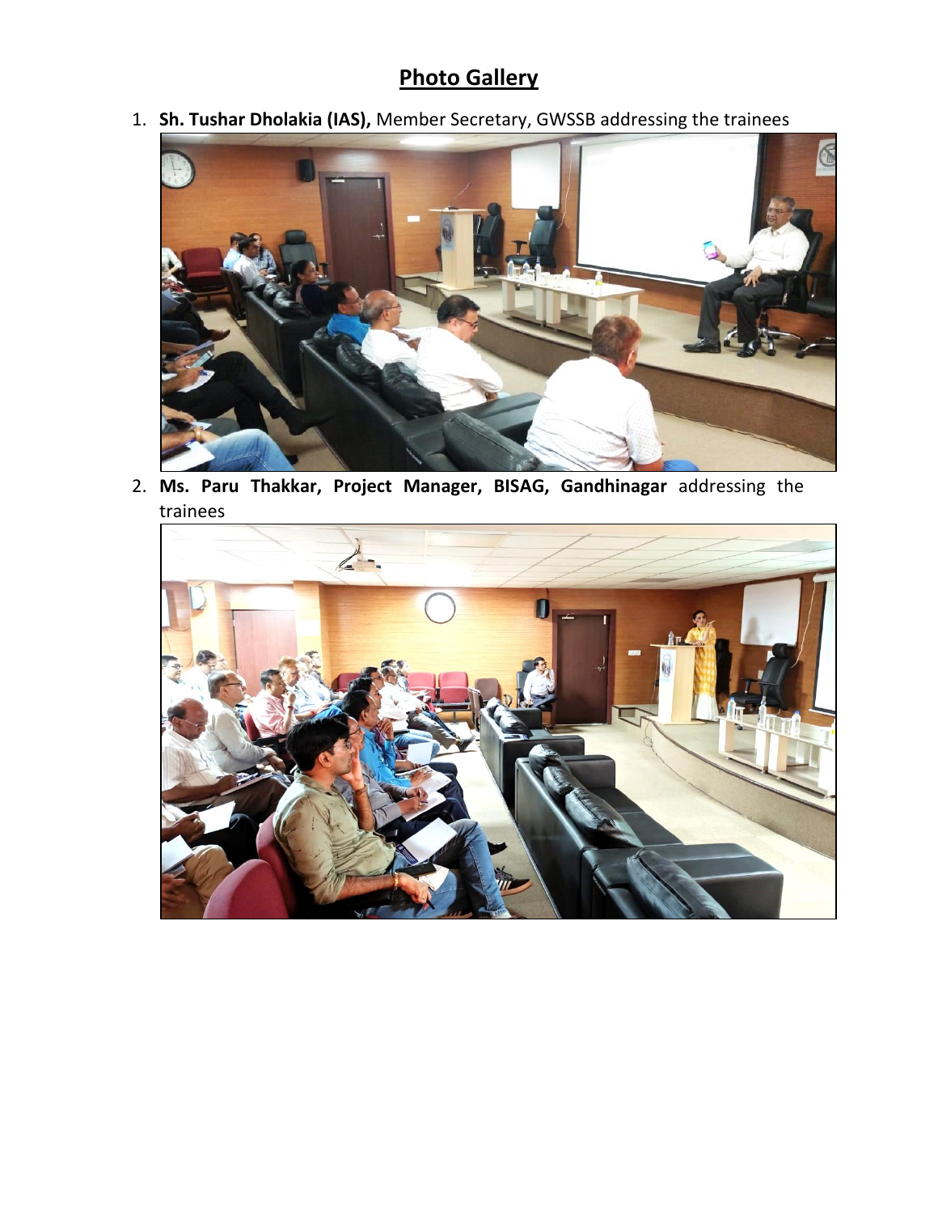# Photo Gallery

1. **Sh. Tushar Dholakia (IAS),** Member Secretary, GWSSB addressing the trainees

2. **Ms. Paru Thakkar, Project Manager, BISAG, Gandhinagar** addressing the trainees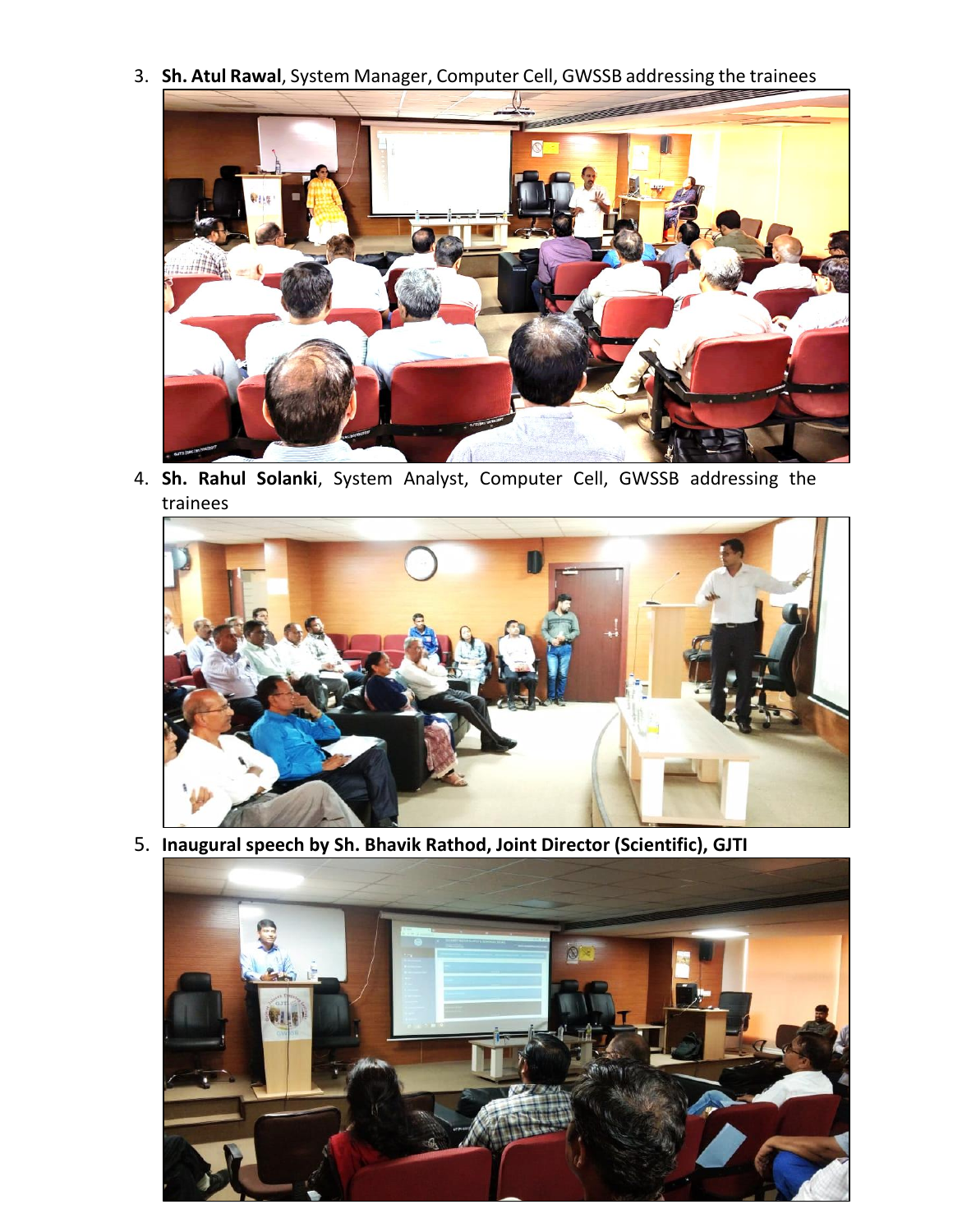3. **Sh. Atul Rawal**, System Manager, Computer Cell, GWSSB addressing the trainees

4. **Sh. Rahul Solanki**, System Analyst, Computer Cell, GWSSB addressing the trainees

5. **Inaugural speech by Sh. Bhavik Rathod, Joint Director (Scientific), GJTI**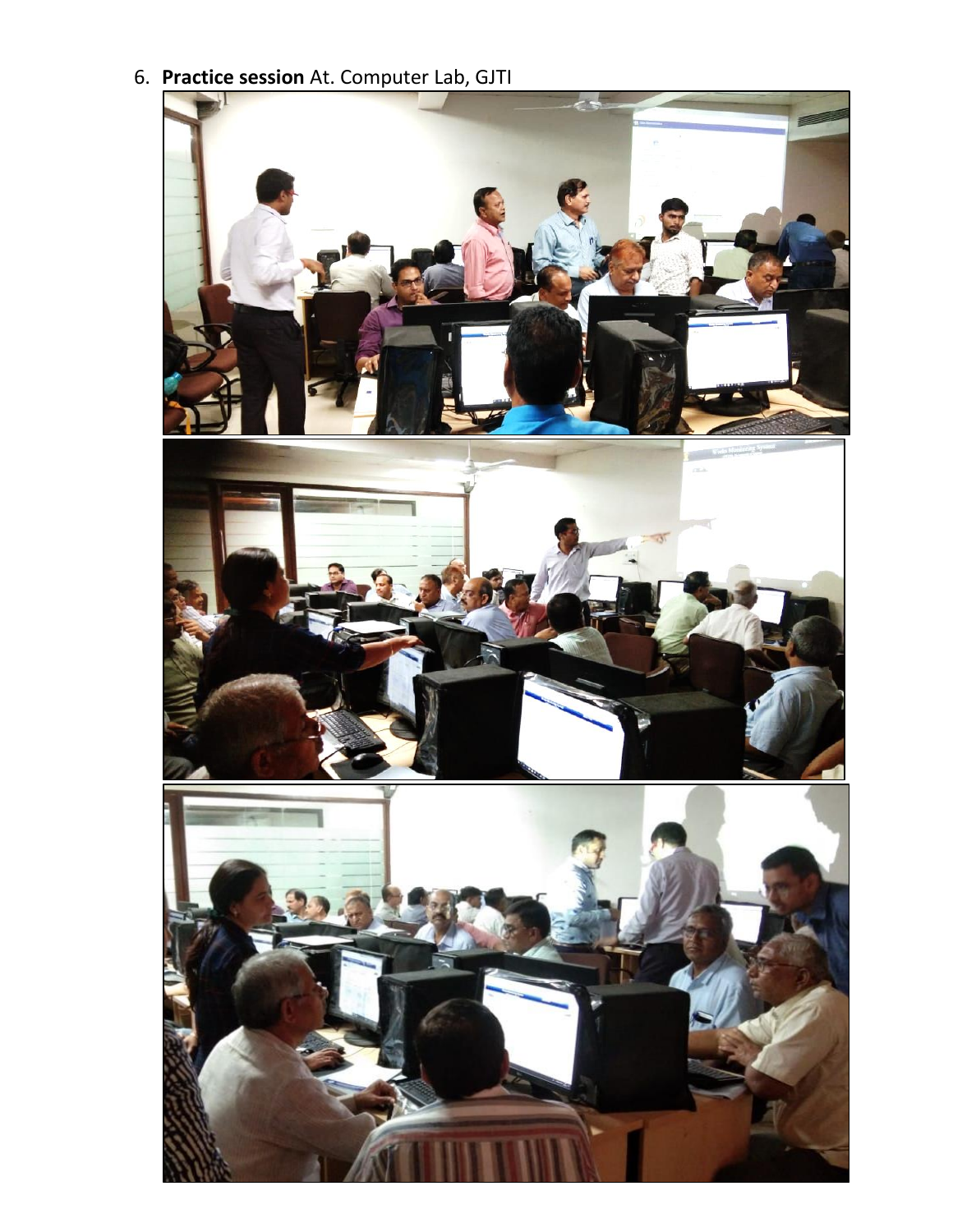6. **Practice session** At. Computer Lab, GJTI